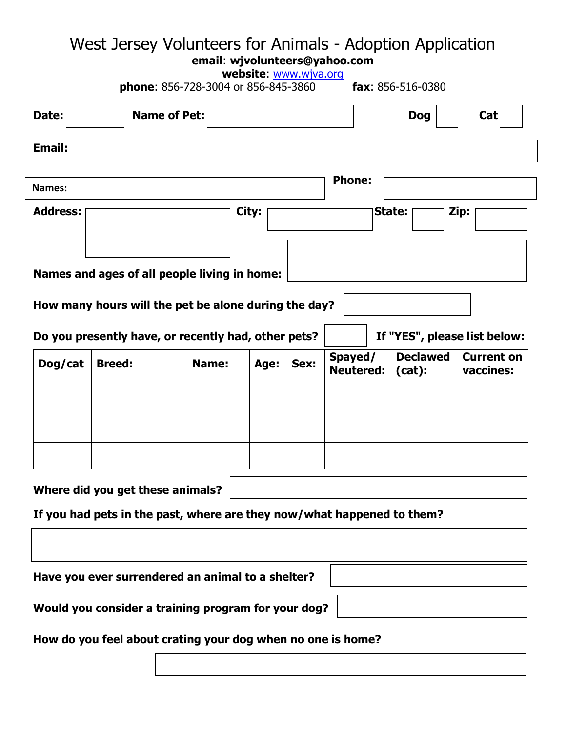# West Jersey Volunteers for Animals - Adoption Application

**email**: **wjvolunteers@yahoo.com**

**website**: www.wjva.org

**phone**: 856-728-3004 or 856-845-3860 **fax**: 856-516-0380

**Date:** 

**Name of Pet:** 

**Dog** 

**Cat** 

**Email:** 

**Names:** 

**Phone:** 

**Address:** 

**City:** 

**State:** 

**Zip:** 

**Names and ages of all people living in home:** 

**How many hours will the pet be alone during the day?** 

**Do you presently have, or recently had, other pets?** 

**If "YES", please list below:**

| Dog/cat | Breed: | Name: | Age: | Sex: | Spayed/ Neutered: | Declawed (cat): | Current on vaccines: |
|---|---|---|---|---|---|---|---|
| | | | | | | | |
| | | | | | | | |
| | | | | | | | |
| | | | | | | | |

**Where did you get these animals?** 

**If you had pets in the past, where are they now/what happened to them?**

**Have you ever surrendered an animal to a shelter?** 

**Would you consider a training program for your dog?** 

**How do you feel about crating your dog when no one is home?**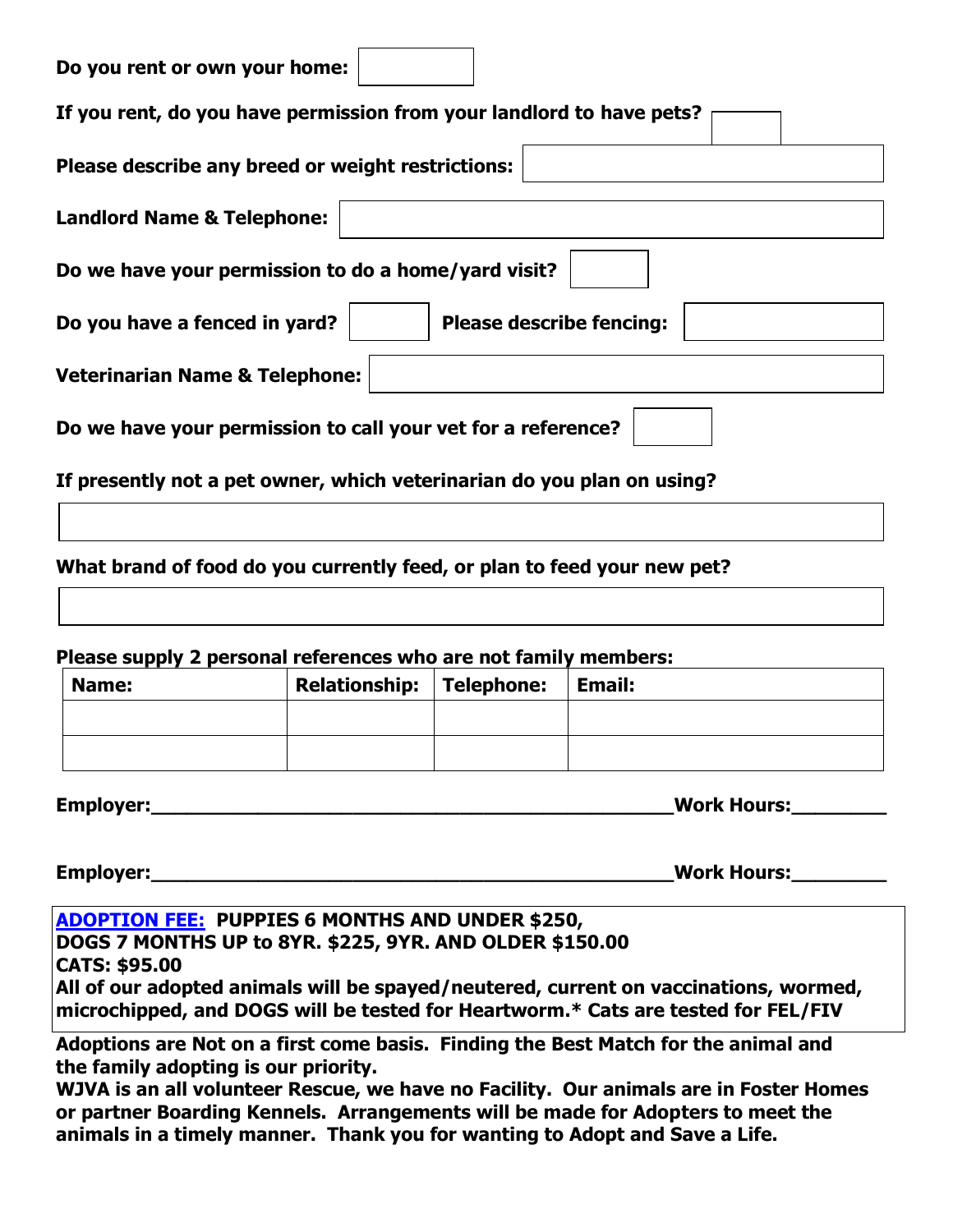**Do you rent or own your home:**

**If you rent, do you have permission from your landlord to have pets?**

**Please describe any breed or weight restrictions:**

**Landlord Name & Telephone:**

**Do we have your permission to do a home/yard visit?**

**Do you have a fenced in yard?** **Please describe fencing:**

**Veterinarian Name & Telephone:**

**Do we have your permission to call your vet for a reference?**

**If presently not a pet owner, which veterinarian do you plan on using?**

**What brand of food do you currently feed, or plan to feed your new pet?**

**Please supply 2 personal references who are not family members:**

| Name: | Relationship: | Telephone: | Email: |
|---|---|---|---|
| | | | |
| | | | |

**Employer:_______________________________________________Work Hours:________**

**Employer:_______________________________________________Work Hours:________**

**ADOPTION FEE: PUPPIES 6 MONTHS AND UNDER $250,**
**DOGS 7 MONTHS UP to 8YR. $225, 9YR. AND OLDER $150.00**
**CATS: $95.00**
**All of our adopted animals will be spayed/neutered, current on vaccinations, wormed, microchipped, and DOGS will be tested for Heartworm.* Cats are tested for FEL/FIV**

**Adoptions are Not on a first come basis. Finding the Best Match for the animal and the family adopting is our priority.**
**WJVA is an all volunteer Rescue, we have no Facility. Our animals are in Foster Homes or partner Boarding Kennels. Arrangements will be made for Adopters to meet the animals in a timely manner. Thank you for wanting to Adopt and Save a Life.**